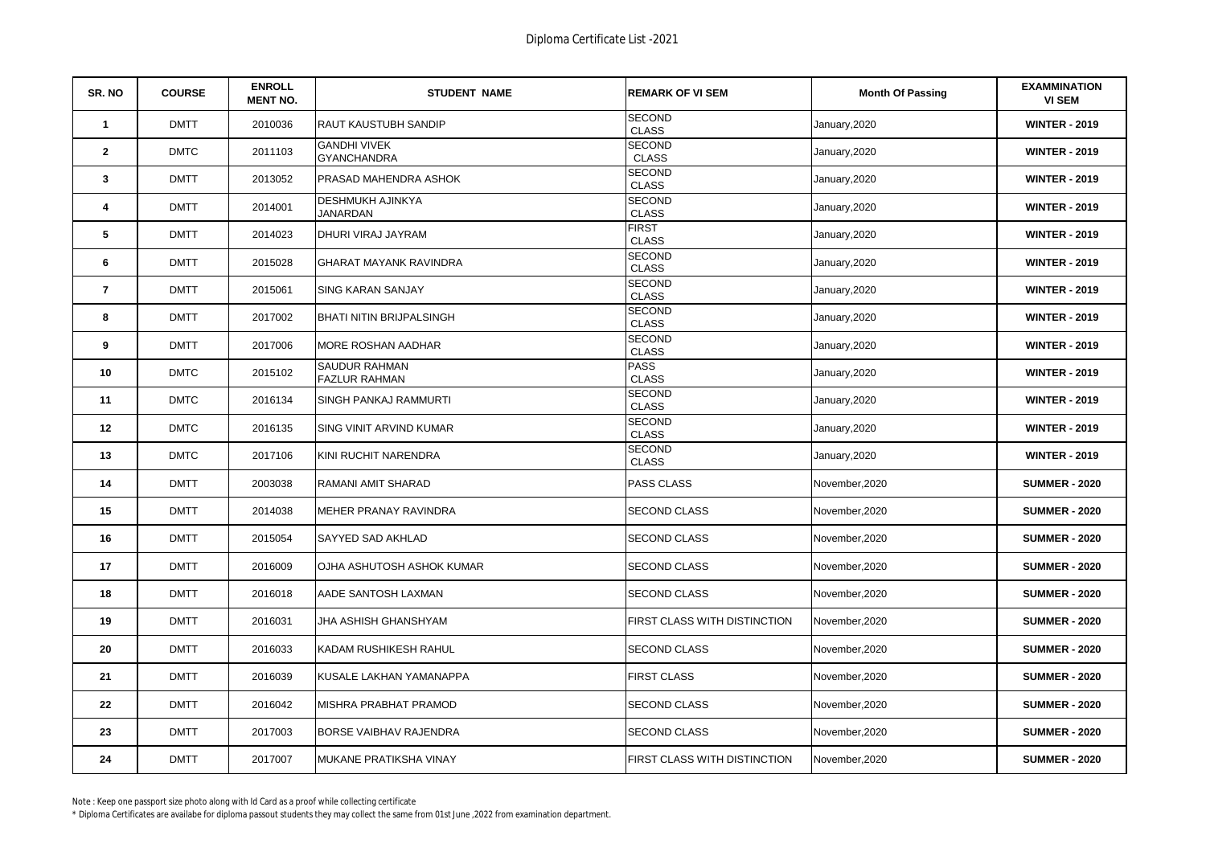# Diploma Certificate List -2021

| SR. NO | COURSE | ENROLL MENT NO. | STUDENT NAME | REMARK OF VI SEM | Month Of Passing | EXAMMINATION VI SEM |
|---|---|---|---|---|---|---|
| 1 | DMTT | 2010036 | RAUT KAUSTUBH SANDIP | SECOND CLASS | January,2020 | WINTER - 2019 |
| 2 | DMTC | 2011103 | GANDHI VIVEK GYANCHANDRA | SECOND CLASS | January,2020 | WINTER - 2019 |
| 3 | DMTT | 2013052 | PRASAD MAHENDRA ASHOK | SECOND CLASS | January,2020 | WINTER - 2019 |
| 4 | DMTT | 2014001 | DESHMUKH AJINKYA JANARDAN | SECOND CLASS | January,2020 | WINTER - 2019 |
| 5 | DMTT | 2014023 | DHURI VIRAJ JAYRAM | FIRST CLASS | January,2020 | WINTER - 2019 |
| 6 | DMTT | 2015028 | GHARAT MAYANK RAVINDRA | SECOND CLASS | January,2020 | WINTER - 2019 |
| 7 | DMTT | 2015061 | SING KARAN SANJAY | SECOND CLASS | January,2020 | WINTER - 2019 |
| 8 | DMTT | 2017002 | BHATI NITIN BRIJPALSINGH | SECOND CLASS | January,2020 | WINTER - 2019 |
| 9 | DMTT | 2017006 | MORE ROSHAN AADHAR | SECOND CLASS | January,2020 | WINTER - 2019 |
| 10 | DMTC | 2015102 | SAUDUR RAHMAN FAZLUR RAHMAN | PASS CLASS | January,2020 | WINTER - 2019 |
| 11 | DMTC | 2016134 | SINGH PANKAJ RAMMURTI | SECOND CLASS | January,2020 | WINTER - 2019 |
| 12 | DMTC | 2016135 | SING VINIT ARVIND KUMAR | SECOND CLASS | January,2020 | WINTER - 2019 |
| 13 | DMTC | 2017106 | KINI RUCHIT NARENDRA | SECOND CLASS | January,2020 | WINTER - 2019 |
| 14 | DMTT | 2003038 | RAMANI AMIT SHARAD | PASS CLASS | November,2020 | SUMMER - 2020 |
| 15 | DMTT | 2014038 | MEHER PRANAY RAVINDRA | SECOND CLASS | November,2020 | SUMMER - 2020 |
| 16 | DMTT | 2015054 | SAYYED SAD AKHLAD | SECOND CLASS | November,2020 | SUMMER - 2020 |
| 17 | DMTT | 2016009 | OJHA ASHUTOSH ASHOK KUMAR | SECOND CLASS | November,2020 | SUMMER - 2020 |
| 18 | DMTT | 2016018 | AADE SANTOSH LAXMAN | SECOND CLASS | November,2020 | SUMMER - 2020 |
| 19 | DMTT | 2016031 | JHA ASHISH GHANSHYAM | FIRST CLASS WITH DISTINCTION | November,2020 | SUMMER - 2020 |
| 20 | DMTT | 2016033 | KADAM RUSHIKESH RAHUL | SECOND CLASS | November,2020 | SUMMER - 2020 |
| 21 | DMTT | 2016039 | KUSALE LAKHAN YAMANAPPA | FIRST CLASS | November,2020 | SUMMER - 2020 |
| 22 | DMTT | 2016042 | MISHRA PRABHAT PRAMOD | SECOND CLASS | November,2020 | SUMMER - 2020 |
| 23 | DMTT | 2017003 | BORSE VAIBHAV RAJENDRA | SECOND CLASS | November,2020 | SUMMER - 2020 |
| 24 | DMTT | 2017007 | MUKANE PRATIKSHA VINAY | FIRST CLASS WITH DISTINCTION | November,2020 | SUMMER - 2020 |

Note : Keep one passport size photo along with Id Card as a proof while collecting certificate

* Diploma Certificates are availabe for diploma passout students they may collect the same from 01st June ,2022 from examination department.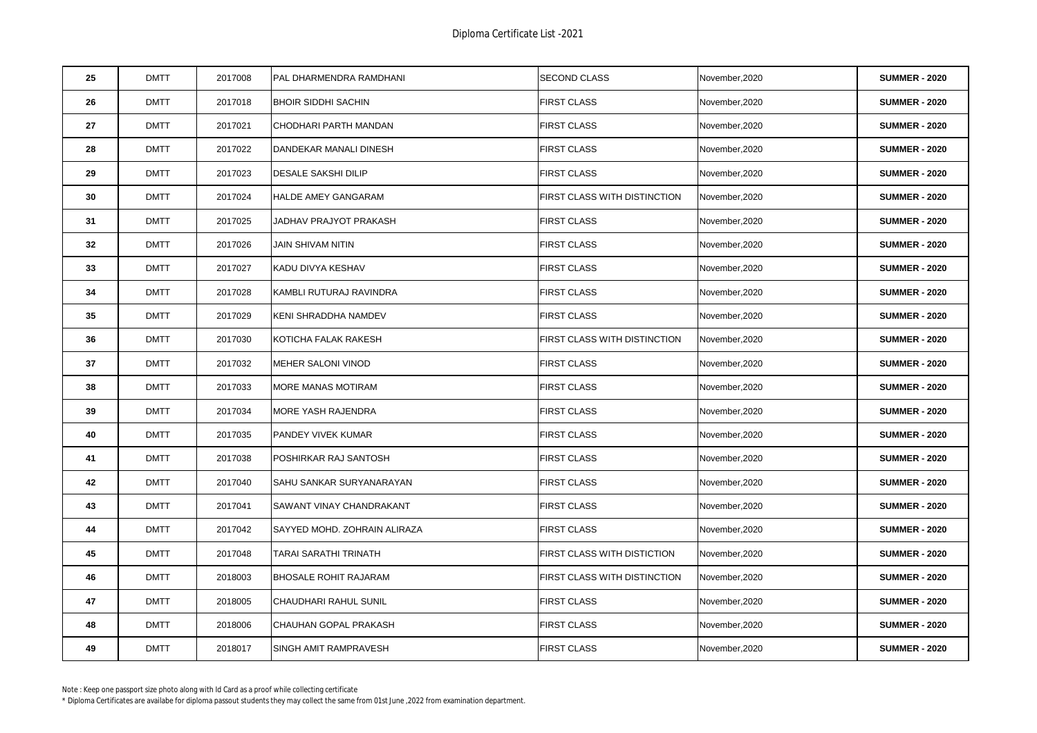# Diploma Certificate List -2021

| | | | | | | |
|---|---|---|---|---|---|---|
| 25 | DMTT | 2017008 | PAL DHARMENDRA RAMDHANI | SECOND CLASS | November,2020 | **SUMMER - 2020** |
| 26 | DMTT | 2017018 | BHOIR SIDDHI SACHIN | FIRST CLASS | November,2020 | **SUMMER - 2020** |
| 27 | DMTT | 2017021 | CHODHARI PARTH MANDAN | FIRST CLASS | November,2020 | **SUMMER - 2020** |
| 28 | DMTT | 2017022 | DANDEKAR MANALI DINESH | FIRST CLASS | November,2020 | **SUMMER - 2020** |
| 29 | DMTT | 2017023 | DESALE SAKSHI DILIP | FIRST CLASS | November,2020 | **SUMMER - 2020** |
| 30 | DMTT | 2017024 | HALDE AMEY GANGARAM | FIRST CLASS WITH DISTINCTION | November,2020 | **SUMMER - 2020** |
| 31 | DMTT | 2017025 | JADHAV PRAJYOT PRAKASH | FIRST CLASS | November,2020 | **SUMMER - 2020** |
| 32 | DMTT | 2017026 | JAIN SHIVAM NITIN | FIRST CLASS | November,2020 | **SUMMER - 2020** |
| 33 | DMTT | 2017027 | KADU DIVYA KESHAV | FIRST CLASS | November,2020 | **SUMMER - 2020** |
| 34 | DMTT | 2017028 | KAMBLI RUTURAJ RAVINDRA | FIRST CLASS | November,2020 | **SUMMER - 2020** |
| 35 | DMTT | 2017029 | KENI SHRADDHA NAMDEV | FIRST CLASS | November,2020 | **SUMMER - 2020** |
| 36 | DMTT | 2017030 | KOTICHA FALAK RAKESH | FIRST CLASS WITH DISTINCTION | November,2020 | **SUMMER - 2020** |
| 37 | DMTT | 2017032 | MEHER SALONI VINOD | FIRST CLASS | November,2020 | **SUMMER - 2020** |
| 38 | DMTT | 2017033 | MORE MANAS MOTIRAM | FIRST CLASS | November,2020 | **SUMMER - 2020** |
| 39 | DMTT | 2017034 | MORE YASH RAJENDRA | FIRST CLASS | November,2020 | **SUMMER - 2020** |
| 40 | DMTT | 2017035 | PANDEY VIVEK KUMAR | FIRST CLASS | November,2020 | **SUMMER - 2020** |
| 41 | DMTT | 2017038 | POSHIRKAR RAJ SANTOSH | FIRST CLASS | November,2020 | **SUMMER - 2020** |
| 42 | DMTT | 2017040 | SAHU SANKAR SURYANARAYAN | FIRST CLASS | November,2020 | **SUMMER - 2020** |
| 43 | DMTT | 2017041 | SAWANT VINAY CHANDRAKANT | FIRST CLASS | November,2020 | **SUMMER - 2020** |
| 44 | DMTT | 2017042 | SAYYED MOHD. ZOHRAIN ALIRAZA | FIRST CLASS | November,2020 | **SUMMER - 2020** |
| 45 | DMTT | 2017048 | TARAI SARATHI TRINATH | FIRST CLASS WITH DISTICTION | November,2020 | **SUMMER - 2020** |
| 46 | DMTT | 2018003 | BHOSALE ROHIT RAJARAM | FIRST CLASS WITH DISTINCTION | November,2020 | **SUMMER - 2020** |
| 47 | DMTT | 2018005 | CHAUDHARI RAHUL SUNIL | FIRST CLASS | November,2020 | **SUMMER - 2020** |
| 48 | DMTT | 2018006 | CHAUHAN GOPAL PRAKASH | FIRST CLASS | November,2020 | **SUMMER - 2020** |
| 49 | DMTT | 2018017 | SINGH AMIT RAMPRAVESH | FIRST CLASS | November,2020 | **SUMMER - 2020** |

Note : Keep one passport size photo along with Id Card as a proof while collecting certificate

* Diploma Certificates are availabe for diploma passout students they may collect the same from 01st June ,2022 from examination department.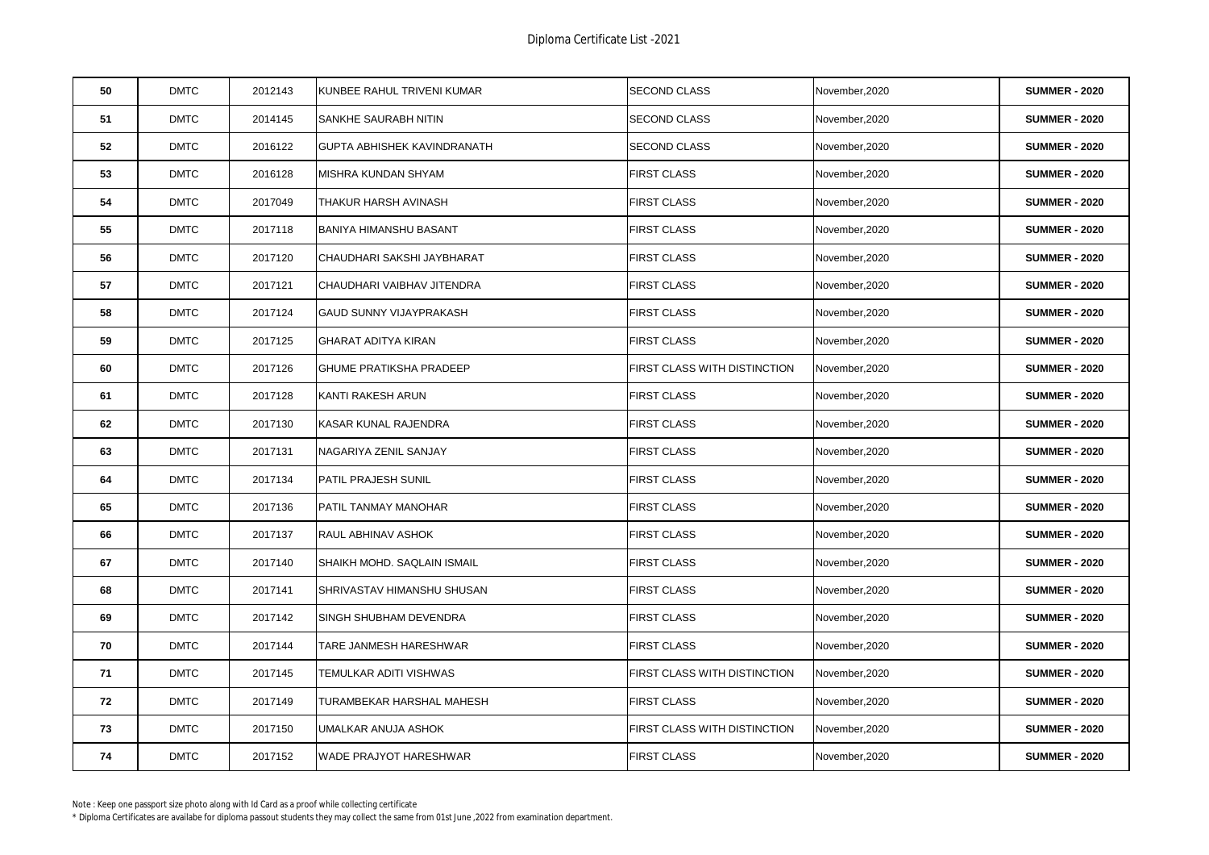Diploma Certificate List -2021

| 50 | DMTC | 2012143 | KUNBEE RAHUL TRIVENI KUMAR | SECOND CLASS | November,2020 | **SUMMER - 2020** |
|---|---|---|---|---|---|---|
| 51 | DMTC | 2014145 | SANKHE SAURABH NITIN | SECOND CLASS | November,2020 | **SUMMER - 2020** |
| 52 | DMTC | 2016122 | GUPTA ABHISHEK KAVINDRANATH | SECOND CLASS | November,2020 | **SUMMER - 2020** |
| 53 | DMTC | 2016128 | MISHRA KUNDAN SHYAM | FIRST CLASS | November,2020 | **SUMMER - 2020** |
| 54 | DMTC | 2017049 | THAKUR HARSH AVINASH | FIRST CLASS | November,2020 | **SUMMER - 2020** |
| 55 | DMTC | 2017118 | BANIYA HIMANSHU BASANT | FIRST CLASS | November,2020 | **SUMMER - 2020** |
| 56 | DMTC | 2017120 | CHAUDHARI SAKSHI JAYBHARAT | FIRST CLASS | November,2020 | **SUMMER - 2020** |
| 57 | DMTC | 2017121 | CHAUDHARI VAIBHAV JITENDRA | FIRST CLASS | November,2020 | **SUMMER - 2020** |
| 58 | DMTC | 2017124 | GAUD SUNNY VIJAYPRAKASH | FIRST CLASS | November,2020 | **SUMMER - 2020** |
| 59 | DMTC | 2017125 | GHARAT ADITYA KIRAN | FIRST CLASS | November,2020 | **SUMMER - 2020** |
| 60 | DMTC | 2017126 | GHUME PRATIKSHA PRADEEP | FIRST CLASS WITH DISTINCTION | November,2020 | **SUMMER - 2020** |
| 61 | DMTC | 2017128 | KANTI RAKESH ARUN | FIRST CLASS | November,2020 | **SUMMER - 2020** |
| 62 | DMTC | 2017130 | KASAR KUNAL RAJENDRA | FIRST CLASS | November,2020 | **SUMMER - 2020** |
| 63 | DMTC | 2017131 | NAGARIYA ZENIL SANJAY | FIRST CLASS | November,2020 | **SUMMER - 2020** |
| 64 | DMTC | 2017134 | PATIL PRAJESH SUNIL | FIRST CLASS | November,2020 | **SUMMER - 2020** |
| 65 | DMTC | 2017136 | PATIL TANMAY MANOHAR | FIRST CLASS | November,2020 | **SUMMER - 2020** |
| 66 | DMTC | 2017137 | RAUL ABHINAV ASHOK | FIRST CLASS | November,2020 | **SUMMER - 2020** |
| 67 | DMTC | 2017140 | SHAIKH MOHD. SAQLAIN ISMAIL | FIRST CLASS | November,2020 | **SUMMER - 2020** |
| 68 | DMTC | 2017141 | SHRIVASTAV HIMANSHU SHUSAN | FIRST CLASS | November,2020 | **SUMMER - 2020** |
| 69 | DMTC | 2017142 | SINGH SHUBHAM DEVENDRA | FIRST CLASS | November,2020 | **SUMMER - 2020** |
| 70 | DMTC | 2017144 | TARE JANMESH HARESHWAR | FIRST CLASS | November,2020 | **SUMMER - 2020** |
| 71 | DMTC | 2017145 | TEMULKAR ADITI VISHWAS | FIRST CLASS WITH DISTINCTION | November,2020 | **SUMMER - 2020** |
| 72 | DMTC | 2017149 | TURAMBEKAR HARSHAL MAHESH | FIRST CLASS | November,2020 | **SUMMER - 2020** |
| 73 | DMTC | 2017150 | UMALKAR ANUJA ASHOK | FIRST CLASS WITH DISTINCTION | November,2020 | **SUMMER - 2020** |
| 74 | DMTC | 2017152 | WADE PRAJYOT HARESHWAR | FIRST CLASS | November,2020 | **SUMMER - 2020** |

Note : Keep one passport size photo along with Id Card as a proof while collecting certificate

* Diploma Certificates are availabe for diploma passout students they may collect the same from 01st June ,2022 from examination department.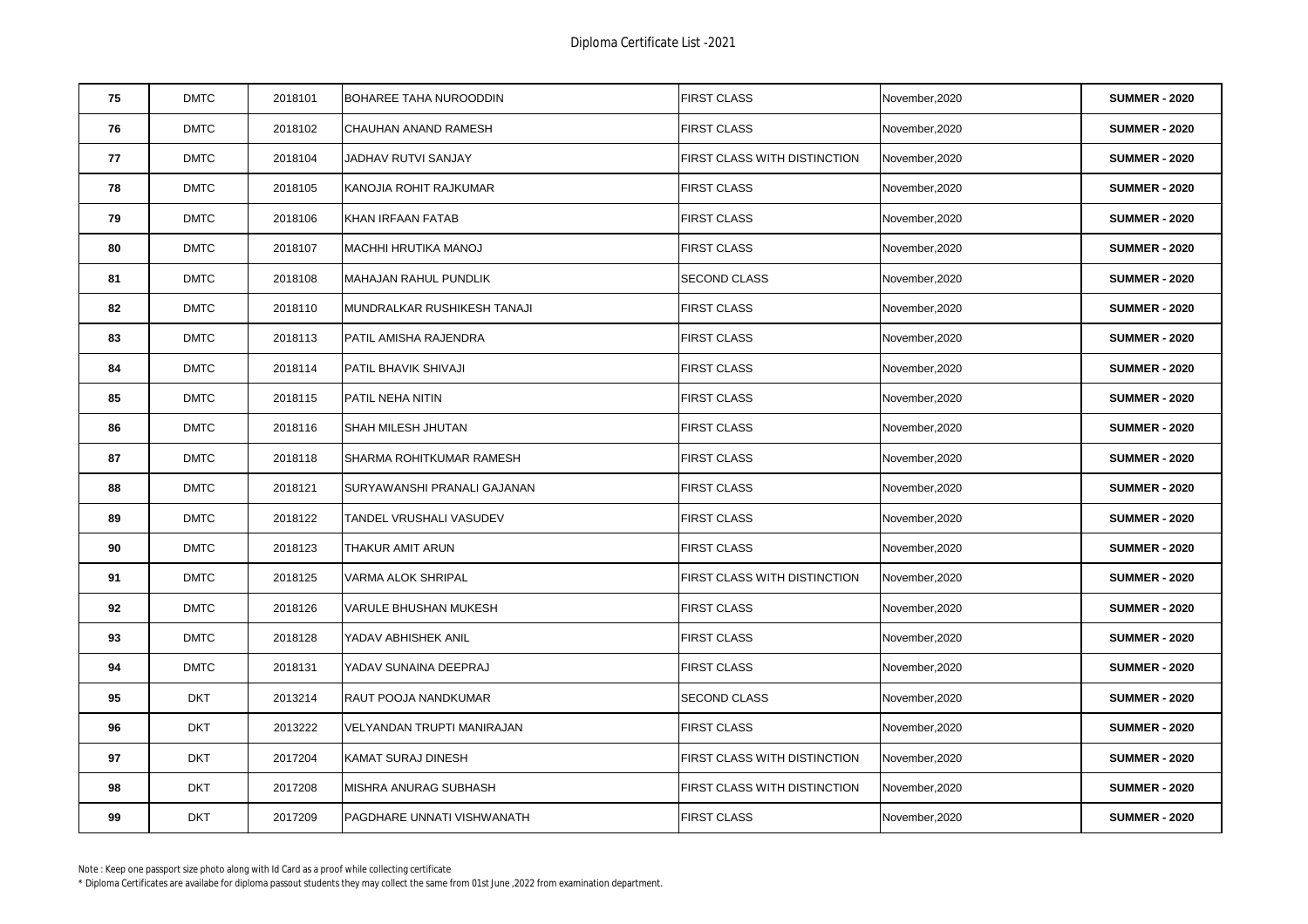# Diploma Certificate List -2021

| | | | | | | |
|---|---|---|---|---|---|---|
| 75 | DMTC | 2018101 | BOHAREE TAHA NUROODDIN | FIRST CLASS | November,2020 | **SUMMER - 2020** |
| 76 | DMTC | 2018102 | CHAUHAN ANAND RAMESH | FIRST CLASS | November,2020 | **SUMMER - 2020** |
| 77 | DMTC | 2018104 | JADHAV RUTVI SANJAY | FIRST CLASS WITH DISTINCTION | November,2020 | **SUMMER - 2020** |
| 78 | DMTC | 2018105 | KANOJIA ROHIT RAJKUMAR | FIRST CLASS | November,2020 | **SUMMER - 2020** |
| 79 | DMTC | 2018106 | KHAN IRFAAN FATAB | FIRST CLASS | November,2020 | **SUMMER - 2020** |
| 80 | DMTC | 2018107 | MACHHI HRUTIKA MANOJ | FIRST CLASS | November,2020 | **SUMMER - 2020** |
| 81 | DMTC | 2018108 | MAHAJAN RAHUL PUNDLIK | SECOND CLASS | November,2020 | **SUMMER - 2020** |
| 82 | DMTC | 2018110 | MUNDRALKAR RUSHIKESH TANAJI | FIRST CLASS | November,2020 | **SUMMER - 2020** |
| 83 | DMTC | 2018113 | PATIL AMISHA RAJENDRA | FIRST CLASS | November,2020 | **SUMMER - 2020** |
| 84 | DMTC | 2018114 | PATIL BHAVIK SHIVAJI | FIRST CLASS | November,2020 | **SUMMER - 2020** |
| 85 | DMTC | 2018115 | PATIL NEHA NITIN | FIRST CLASS | November,2020 | **SUMMER - 2020** |
| 86 | DMTC | 2018116 | SHAH MILESH JHUTAN | FIRST CLASS | November,2020 | **SUMMER - 2020** |
| 87 | DMTC | 2018118 | SHARMA ROHITKUMAR RAMESH | FIRST CLASS | November,2020 | **SUMMER - 2020** |
| 88 | DMTC | 2018121 | SURYAWANSHI PRANALI GAJANAN | FIRST CLASS | November,2020 | **SUMMER - 2020** |
| 89 | DMTC | 2018122 | TANDEL VRUSHALI VASUDEV | FIRST CLASS | November,2020 | **SUMMER - 2020** |
| 90 | DMTC | 2018123 | THAKUR AMIT ARUN | FIRST CLASS | November,2020 | **SUMMER - 2020** |
| 91 | DMTC | 2018125 | VARMA ALOK SHRIPAL | FIRST CLASS WITH DISTINCTION | November,2020 | **SUMMER - 2020** |
| 92 | DMTC | 2018126 | VARULE BHUSHAN MUKESH | FIRST CLASS | November,2020 | **SUMMER - 2020** |
| 93 | DMTC | 2018128 | YADAV ABHISHEK ANIL | FIRST CLASS | November,2020 | **SUMMER - 2020** |
| 94 | DMTC | 2018131 | YADAV SUNAINA DEEPRAJ | FIRST CLASS | November,2020 | **SUMMER - 2020** |
| 95 | DKT | 2013214 | RAUT POOJA NANDKUMAR | SECOND CLASS | November,2020 | **SUMMER - 2020** |
| 96 | DKT | 2013222 | VELYANDAN TRUPTI MANIRAJAN | FIRST CLASS | November,2020 | **SUMMER - 2020** |
| 97 | DKT | 2017204 | KAMAT SURAJ DINESH | FIRST CLASS WITH DISTINCTION | November,2020 | **SUMMER - 2020** |
| 98 | DKT | 2017208 | MISHRA ANURAG SUBHASH | FIRST CLASS WITH DISTINCTION | November,2020 | **SUMMER - 2020** |
| 99 | DKT | 2017209 | PAGDHARE UNNATI VISHWANATH | FIRST CLASS | November,2020 | **SUMMER - 2020** |

Note : Keep one passport size photo along with Id Card as a proof while collecting certificate

* Diploma Certificates are availabe for diploma passout students they may collect the same from 01st June ,2022 from examination department.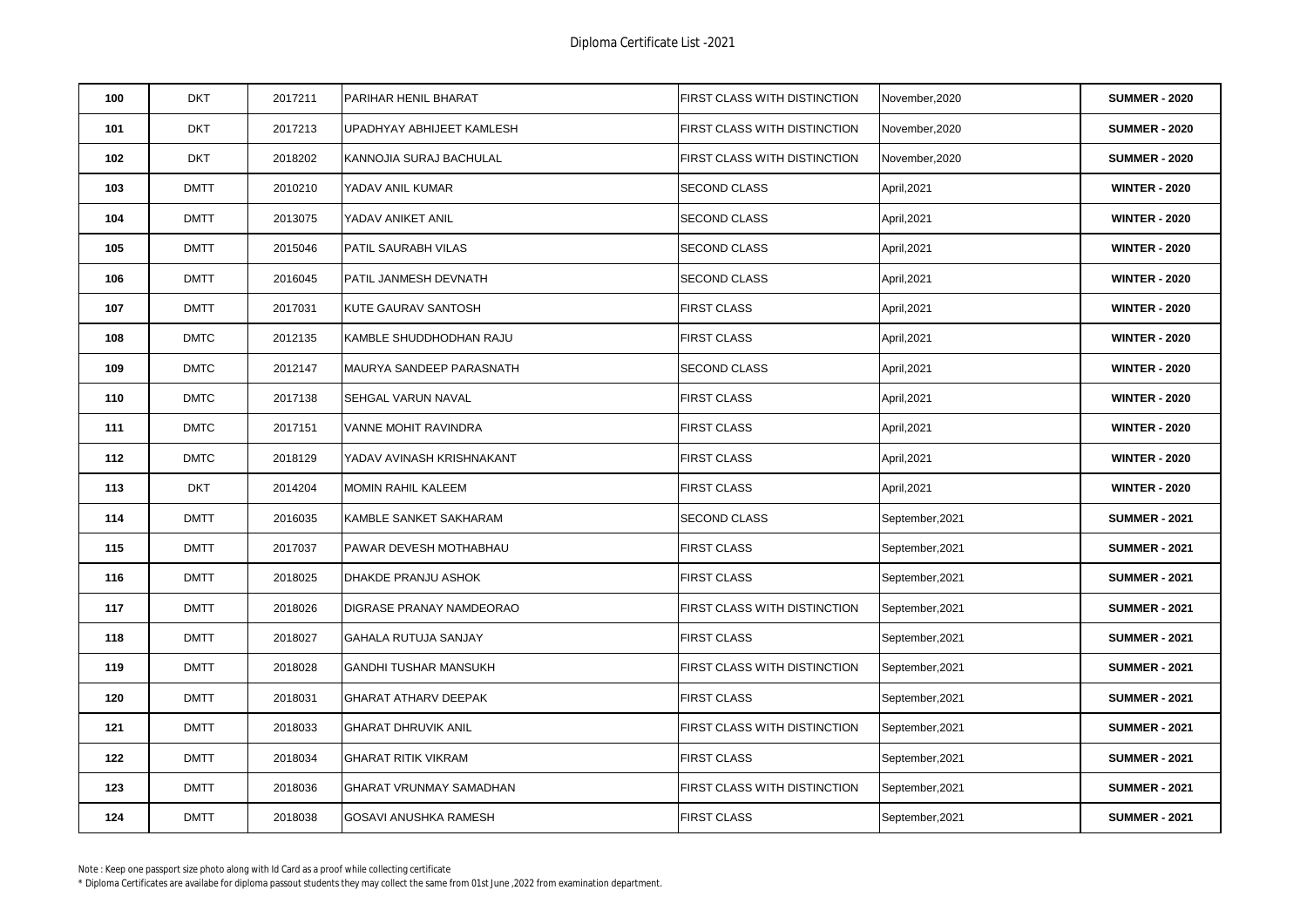# Diploma Certificate List -2021

| | | | | | | |
|---|---|---|---|---|---|---|
| **100** | DKT | 2017211 | PARIHAR HENIL BHARAT | FIRST CLASS WITH DISTINCTION | November,2020 | **SUMMER - 2020** |
| **101** | DKT | 2017213 | UPADHYAY ABHIJEET KAMLESH | FIRST CLASS WITH DISTINCTION | November,2020 | **SUMMER - 2020** |
| **102** | DKT | 2018202 | KANNOJIA SURAJ BACHULAL | FIRST CLASS WITH DISTINCTION | November,2020 | **SUMMER - 2020** |
| **103** | DMTT | 2010210 | YADAV ANIL KUMAR | SECOND CLASS | April,2021 | **WINTER - 2020** |
| **104** | DMTT | 2013075 | YADAV ANIKET ANIL | SECOND CLASS | April,2021 | **WINTER - 2020** |
| **105** | DMTT | 2015046 | PATIL SAURABH VILAS | SECOND CLASS | April,2021 | **WINTER - 2020** |
| **106** | DMTT | 2016045 | PATIL JANMESH DEVNATH | SECOND CLASS | April,2021 | **WINTER - 2020** |
| **107** | DMTT | 2017031 | KUTE GAURAV SANTOSH | FIRST CLASS | April,2021 | **WINTER - 2020** |
| **108** | DMTC | 2012135 | KAMBLE SHUDDHODHAN RAJU | FIRST CLASS | April,2021 | **WINTER - 2020** |
| **109** | DMTC | 2012147 | MAURYA SANDEEP PARASNATH | SECOND CLASS | April,2021 | **WINTER - 2020** |
| **110** | DMTC | 2017138 | SEHGAL VARUN NAVAL | FIRST CLASS | April,2021 | **WINTER - 2020** |
| **111** | DMTC | 2017151 | VANNE MOHIT RAVINDRA | FIRST CLASS | April,2021 | **WINTER - 2020** |
| **112** | DMTC | 2018129 | YADAV AVINASH KRISHNAKANT | FIRST CLASS | April,2021 | **WINTER - 2020** |
| **113** | DKT | 2014204 | MOMIN RAHIL KALEEM | FIRST CLASS | April,2021 | **WINTER - 2020** |
| **114** | DMTT | 2016035 | KAMBLE SANKET SAKHARAM | SECOND CLASS | September,2021 | **SUMMER - 2021** |
| **115** | DMTT | 2017037 | PAWAR DEVESH MOTHABHAU | FIRST CLASS | September,2021 | **SUMMER - 2021** |
| **116** | DMTT | 2018025 | DHAKDE PRANJU ASHOK | FIRST CLASS | September,2021 | **SUMMER - 2021** |
| **117** | DMTT | 2018026 | DIGRASE PRANAY NAMDEORAO | FIRST CLASS WITH DISTINCTION | September,2021 | **SUMMER - 2021** |
| **118** | DMTT | 2018027 | GAHALA RUTUJA SANJAY | FIRST CLASS | September,2021 | **SUMMER - 2021** |
| **119** | DMTT | 2018028 | GANDHI TUSHAR MANSUKH | FIRST CLASS WITH DISTINCTION | September,2021 | **SUMMER - 2021** |
| **120** | DMTT | 2018031 | GHARAT ATHARV DEEPAK | FIRST CLASS | September,2021 | **SUMMER - 2021** |
| **121** | DMTT | 2018033 | GHARAT DHRUVIK ANIL | FIRST CLASS WITH DISTINCTION | September,2021 | **SUMMER - 2021** |
| **122** | DMTT | 2018034 | GHARAT RITIK VIKRAM | FIRST CLASS | September,2021 | **SUMMER - 2021** |
| **123** | DMTT | 2018036 | GHARAT VRUNMAY SAMADHAN | FIRST CLASS WITH DISTINCTION | September,2021 | **SUMMER - 2021** |
| **124** | DMTT | 2018038 | GOSAVI ANUSHKA RAMESH | FIRST CLASS | September,2021 | **SUMMER - 2021** |

Note : Keep one passport size photo along with Id Card as a proof while collecting certificate

* Diploma Certificates are availabe for diploma passout students they may collect the same from 01st June ,2022 from examination department.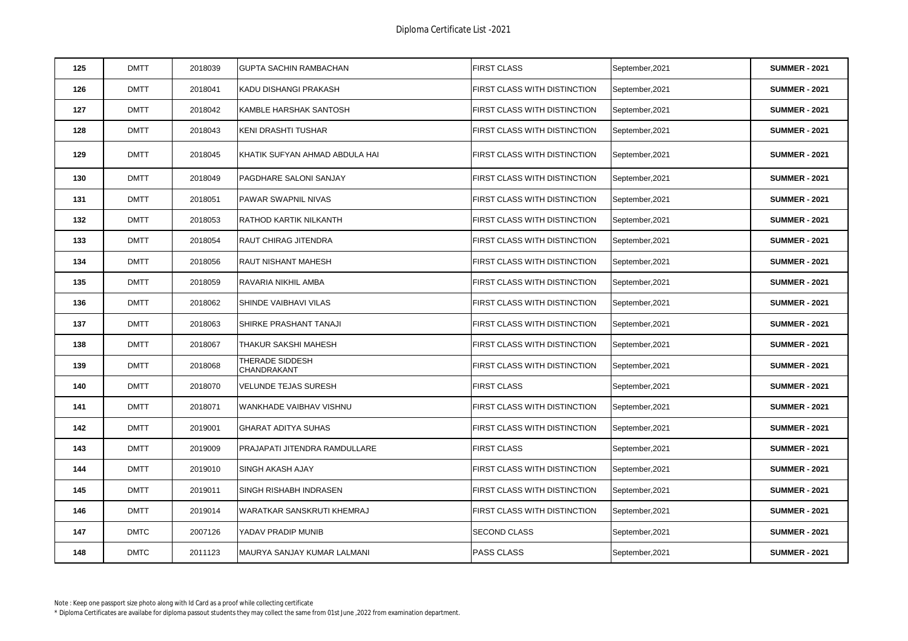Diploma Certificate List -2021

| | | | | | | |
|---|---|---|---|---|---|---|
| 125 | DMTT | 2018039 | GUPTA SACHIN RAMBACHAN | FIRST CLASS | September,2021 | **SUMMER - 2021** |
| 126 | DMTT | 2018041 | KADU DISHANGI PRAKASH | FIRST CLASS WITH DISTINCTION | September,2021 | **SUMMER - 2021** |
| 127 | DMTT | 2018042 | KAMBLE HARSHAK SANTOSH | FIRST CLASS WITH DISTINCTION | September,2021 | **SUMMER - 2021** |
| 128 | DMTT | 2018043 | KENI DRASHTI TUSHAR | FIRST CLASS WITH DISTINCTION | September,2021 | **SUMMER - 2021** |
| 129 | DMTT | 2018045 | KHATIK SUFYAN AHMAD ABDULA HAI | FIRST CLASS WITH DISTINCTION | September,2021 | **SUMMER - 2021** |
| 130 | DMTT | 2018049 | PAGDHARE SALONI SANJAY | FIRST CLASS WITH DISTINCTION | September,2021 | **SUMMER - 2021** |
| 131 | DMTT | 2018051 | PAWAR SWAPNIL NIVAS | FIRST CLASS WITH DISTINCTION | September,2021 | **SUMMER - 2021** |
| 132 | DMTT | 2018053 | RATHOD KARTIK NILKANTH | FIRST CLASS WITH DISTINCTION | September,2021 | **SUMMER - 2021** |
| 133 | DMTT | 2018054 | RAUT CHIRAG JITENDRA | FIRST CLASS WITH DISTINCTION | September,2021 | **SUMMER - 2021** |
| 134 | DMTT | 2018056 | RAUT NISHANT MAHESH | FIRST CLASS WITH DISTINCTION | September,2021 | **SUMMER - 2021** |
| 135 | DMTT | 2018059 | RAVARIA NIKHIL AMBA | FIRST CLASS WITH DISTINCTION | September,2021 | **SUMMER - 2021** |
| 136 | DMTT | 2018062 | SHINDE VAIBHAVI VILAS | FIRST CLASS WITH DISTINCTION | September,2021 | **SUMMER - 2021** |
| 137 | DMTT | 2018063 | SHIRKE PRASHANT TANAJI | FIRST CLASS WITH DISTINCTION | September,2021 | **SUMMER - 2021** |
| 138 | DMTT | 2018067 | THAKUR SAKSHI MAHESH | FIRST CLASS WITH DISTINCTION | September,2021 | **SUMMER - 2021** |
| 139 | DMTT | 2018068 | THERADE SIDDESH CHANDRAKANT | FIRST CLASS WITH DISTINCTION | September,2021 | **SUMMER - 2021** |
| 140 | DMTT | 2018070 | VELUNDE TEJAS SURESH | FIRST CLASS | September,2021 | **SUMMER - 2021** |
| 141 | DMTT | 2018071 | WANKHADE VAIBHAV VISHNU | FIRST CLASS WITH DISTINCTION | September,2021 | **SUMMER - 2021** |
| 142 | DMTT | 2019001 | GHARAT ADITYA SUHAS | FIRST CLASS WITH DISTINCTION | September,2021 | **SUMMER - 2021** |
| 143 | DMTT | 2019009 | PRAJAPATI JITENDRA RAMDULLARE | FIRST CLASS | September,2021 | **SUMMER - 2021** |
| 144 | DMTT | 2019010 | SINGH AKASH AJAY | FIRST CLASS WITH DISTINCTION | September,2021 | **SUMMER - 2021** |
| 145 | DMTT | 2019011 | SINGH RISHABH INDRASEN | FIRST CLASS WITH DISTINCTION | September,2021 | **SUMMER - 2021** |
| 146 | DMTT | 2019014 | WARATKAR SANSKRUTI KHEMRAJ | FIRST CLASS WITH DISTINCTION | September,2021 | **SUMMER - 2021** |
| 147 | DMTC | 2007126 | YADAV PRADIP MUNIB | SECOND CLASS | September,2021 | **SUMMER - 2021** |
| 148 | DMTC | 2011123 | MAURYA SANJAY KUMAR LALMANI | PASS CLASS | September,2021 | **SUMMER - 2021** |

Note : Keep one passport size photo along with Id Card as a proof while collecting certificate

* Diploma Certificates are availabe for diploma passout students they may collect the same from 01st June ,2022 from examination department.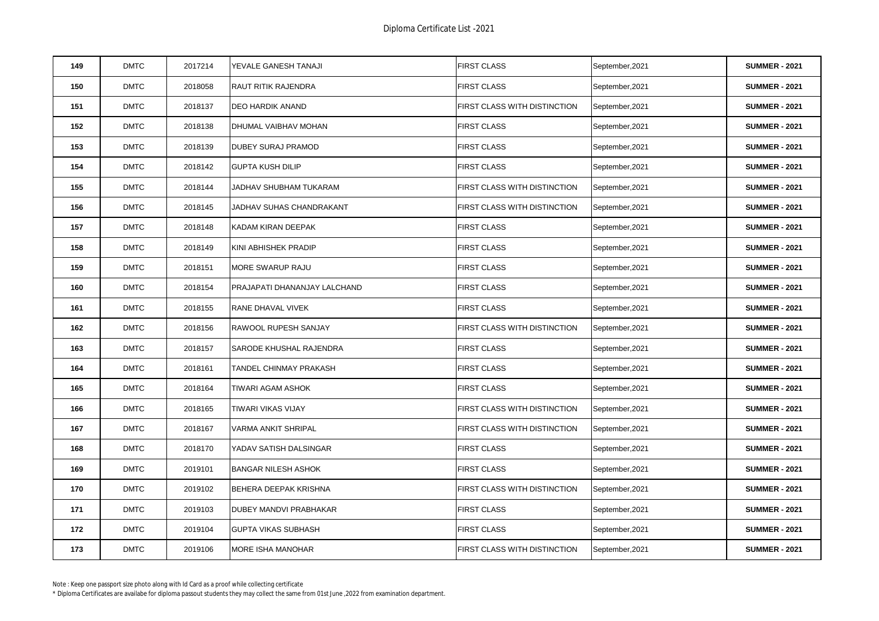Diploma Certificate List -2021

| | | | | | | |
|---|---|---|---|---|---|---|
| **149** | DMTC | 2017214 | YEVALE GANESH TANAJI | FIRST CLASS | September,2021 | **SUMMER - 2021** |
| **150** | DMTC | 2018058 | RAUT RITIK RAJENDRA | FIRST CLASS | September,2021 | **SUMMER - 2021** |
| **151** | DMTC | 2018137 | DEO HARDIK ANAND | FIRST CLASS WITH DISTINCTION | September,2021 | **SUMMER - 2021** |
| **152** | DMTC | 2018138 | DHUMAL VAIBHAV MOHAN | FIRST CLASS | September,2021 | **SUMMER - 2021** |
| **153** | DMTC | 2018139 | DUBEY SURAJ PRAMOD | FIRST CLASS | September,2021 | **SUMMER - 2021** |
| **154** | DMTC | 2018142 | GUPTA KUSH DILIP | FIRST CLASS | September,2021 | **SUMMER - 2021** |
| **155** | DMTC | 2018144 | JADHAV SHUBHAM TUKARAM | FIRST CLASS WITH DISTINCTION | September,2021 | **SUMMER - 2021** |
| **156** | DMTC | 2018145 | JADHAV SUHAS CHANDRAKANT | FIRST CLASS WITH DISTINCTION | September,2021 | **SUMMER - 2021** |
| **157** | DMTC | 2018148 | KADAM KIRAN DEEPAK | FIRST CLASS | September,2021 | **SUMMER - 2021** |
| **158** | DMTC | 2018149 | KINI ABHISHEK PRADIP | FIRST CLASS | September,2021 | **SUMMER - 2021** |
| **159** | DMTC | 2018151 | MORE SWARUP RAJU | FIRST CLASS | September,2021 | **SUMMER - 2021** |
| **160** | DMTC | 2018154 | PRAJAPATI DHANANJAY LALCHAND | FIRST CLASS | September,2021 | **SUMMER - 2021** |
| **161** | DMTC | 2018155 | RANE DHAVAL VIVEK | FIRST CLASS | September,2021 | **SUMMER - 2021** |
| **162** | DMTC | 2018156 | RAWOOL RUPESH SANJAY | FIRST CLASS WITH DISTINCTION | September,2021 | **SUMMER - 2021** |
| **163** | DMTC | 2018157 | SARODE KHUSHAL RAJENDRA | FIRST CLASS | September,2021 | **SUMMER - 2021** |
| **164** | DMTC | 2018161 | TANDEL CHINMAY PRAKASH | FIRST CLASS | September,2021 | **SUMMER - 2021** |
| **165** | DMTC | 2018164 | TIWARI AGAM ASHOK | FIRST CLASS | September,2021 | **SUMMER - 2021** |
| **166** | DMTC | 2018165 | TIWARI VIKAS VIJAY | FIRST CLASS WITH DISTINCTION | September,2021 | **SUMMER - 2021** |
| **167** | DMTC | 2018167 | VARMA ANKIT SHRIPAL | FIRST CLASS WITH DISTINCTION | September,2021 | **SUMMER - 2021** |
| **168** | DMTC | 2018170 | YADAV SATISH DALSINGAR | FIRST CLASS | September,2021 | **SUMMER - 2021** |
| **169** | DMTC | 2019101 | BANGAR NILESH ASHOK | FIRST CLASS | September,2021 | **SUMMER - 2021** |
| **170** | DMTC | 2019102 | BEHERA DEEPAK KRISHNA | FIRST CLASS WITH DISTINCTION | September,2021 | **SUMMER - 2021** |
| **171** | DMTC | 2019103 | DUBEY MANDVI PRABHAKAR | FIRST CLASS | September,2021 | **SUMMER - 2021** |
| **172** | DMTC | 2019104 | GUPTA VIKAS SUBHASH | FIRST CLASS | September,2021 | **SUMMER - 2021** |
| **173** | DMTC | 2019106 | MORE ISHA MANOHAR | FIRST CLASS WITH DISTINCTION | September,2021 | **SUMMER - 2021** |

Note : Keep one passport size photo along with Id Card as a proof while collecting certificate

* Diploma Certificates are availabe for diploma passout students they may collect the same from 01st June ,2022 from examination department.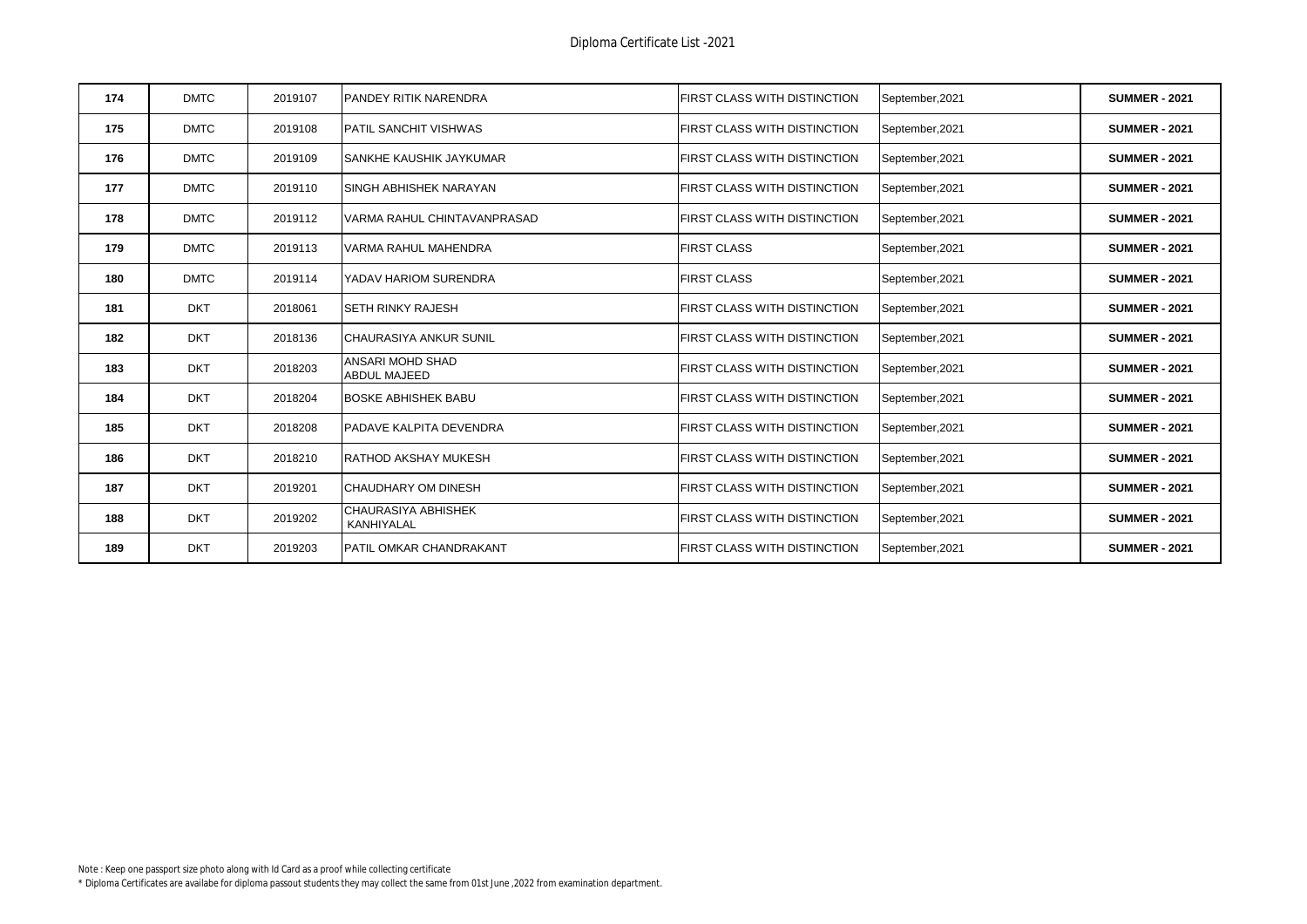Diploma Certificate List -2021

| | | | | | | |
|---|---|---|---|---|---|---|
| **174** | DMTC | 2019107 | PANDEY RITIK NARENDRA | FIRST CLASS WITH DISTINCTION | September,2021 | **SUMMER - 2021** |
| **175** | DMTC | 2019108 | PATIL SANCHIT VISHWAS | FIRST CLASS WITH DISTINCTION | September,2021 | **SUMMER - 2021** |
| **176** | DMTC | 2019109 | SANKHE KAUSHIK JAYKUMAR | FIRST CLASS WITH DISTINCTION | September,2021 | **SUMMER - 2021** |
| **177** | DMTC | 2019110 | SINGH ABHISHEK NARAYAN | FIRST CLASS WITH DISTINCTION | September,2021 | **SUMMER - 2021** |
| **178** | DMTC | 2019112 | VARMA RAHUL CHINTAVANPRASAD | FIRST CLASS WITH DISTINCTION | September,2021 | **SUMMER - 2021** |
| **179** | DMTC | 2019113 | VARMA RAHUL MAHENDRA | FIRST CLASS | September,2021 | **SUMMER - 2021** |
| **180** | DMTC | 2019114 | YADAV HARIOM SURENDRA | FIRST CLASS | September,2021 | **SUMMER - 2021** |
| **181** | DKT | 2018061 | SETH RINKY RAJESH | FIRST CLASS WITH DISTINCTION | September,2021 | **SUMMER - 2021** |
| **182** | DKT | 2018136 | CHAURASIYA ANKUR SUNIL | FIRST CLASS WITH DISTINCTION | September,2021 | **SUMMER - 2021** |
| **183** | DKT | 2018203 | ANSARI MOHD SHAD ABDUL MAJEED | FIRST CLASS WITH DISTINCTION | September,2021 | **SUMMER - 2021** |
| **184** | DKT | 2018204 | BOSKE ABHISHEK BABU | FIRST CLASS WITH DISTINCTION | September,2021 | **SUMMER - 2021** |
| **185** | DKT | 2018208 | PADAVE KALPITA DEVENDRA | FIRST CLASS WITH DISTINCTION | September,2021 | **SUMMER - 2021** |
| **186** | DKT | 2018210 | RATHOD AKSHAY MUKESH | FIRST CLASS WITH DISTINCTION | September,2021 | **SUMMER - 2021** |
| **187** | DKT | 2019201 | CHAUDHARY OM DINESH | FIRST CLASS WITH DISTINCTION | September,2021 | **SUMMER - 2021** |
| **188** | DKT | 2019202 | CHAURASIYA ABHISHEK KANHIYALAL | FIRST CLASS WITH DISTINCTION | September,2021 | **SUMMER - 2021** |
| **189** | DKT | 2019203 | PATIL OMKAR CHANDRAKANT | FIRST CLASS WITH DISTINCTION | September,2021 | **SUMMER - 2021** |

Note : Keep one passport size photo along with Id Card as a proof while collecting certificate

* Diploma Certificates are availabe for diploma passout students they may collect the same from 01st June ,2022 from examination department.